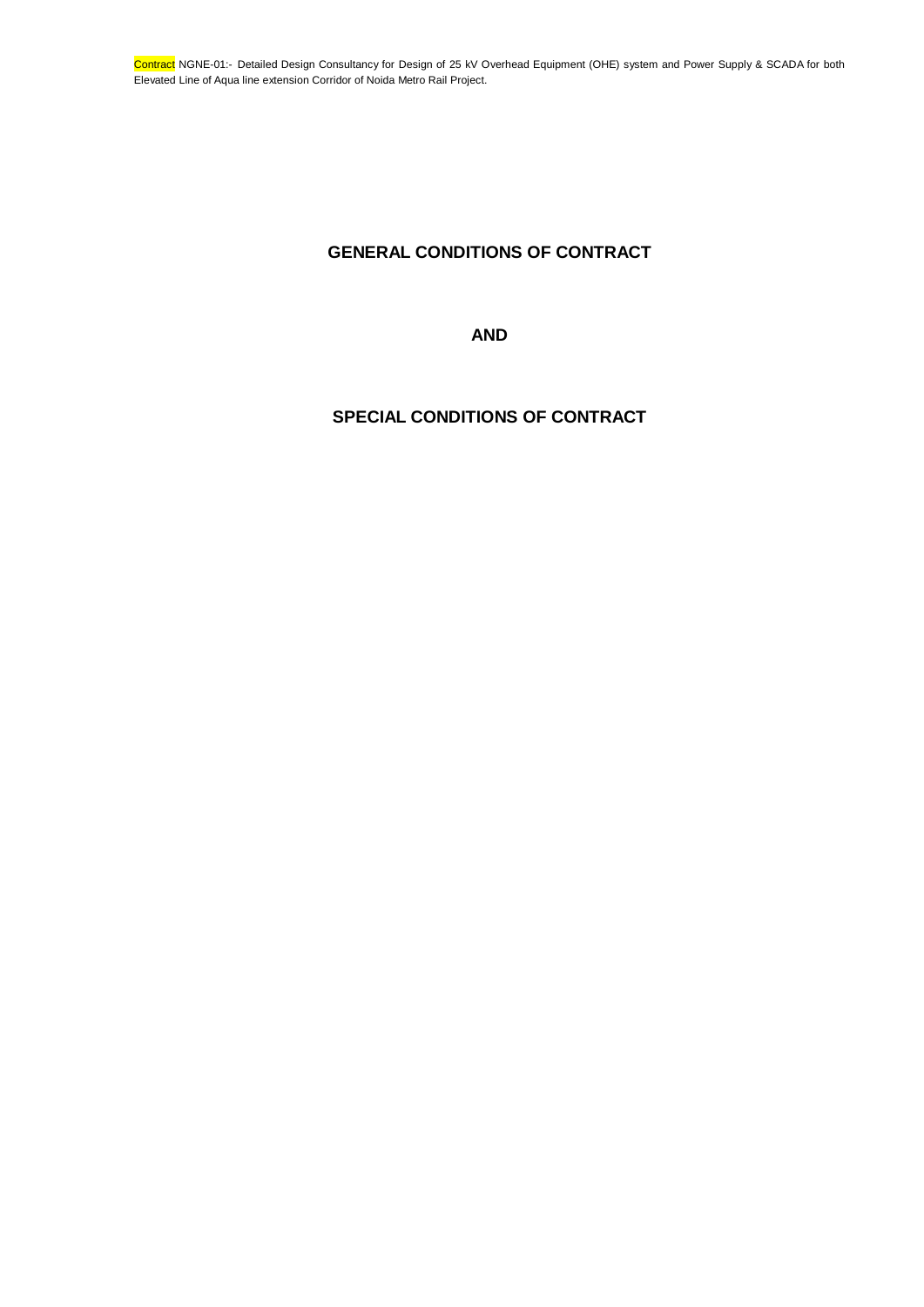# GENERAL CONDITIONS OF CONTRACT

# AND

# SPECIAL CONDITIONS OF CONTRACT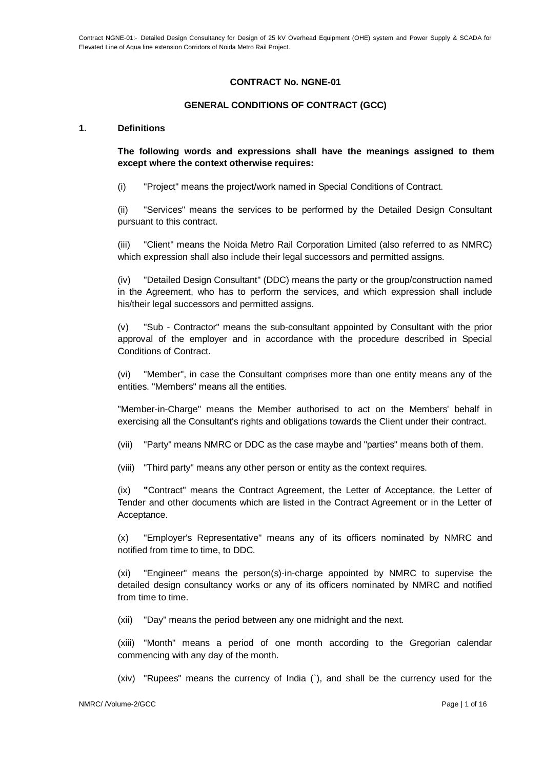**CONTRACT No. NGNE-01**

**GENERAL CONDITIONS OF CONTRACT (GCC)**

**1. Definitions**

**The following words and expressions shall have the meanings assigned to them except where the context otherwise requires:**

(i) "Project" means the project/work named in Special Conditions of Contract.

(ii) "Services" means the services to be performed by the Detailed Design Consultant pursuant to this contract.

(iii) "Client" means the Noida Metro Rail Corporation Limited (also referred to as NMRC) which expression shall also include their legal successors and permitted assigns.

(iv) "Detailed Design Consultant" (DDC) means the party or the group/construction named in the Agreement, who has to perform the services, and which expression shall include his/their legal successors and permitted assigns.

(v) "Sub - Contractor" means the sub-consultant appointed by Consultant with the prior approval of the employer and in accordance with the procedure described in Special Conditions of Contract.

(vi) "Member", in case the Consultant comprises more than one entity means any of the entities. "Members" means all the entities.

"Member-in-Charge" means the Member authorised to act on the Members' behalf in exercising all the Consultant's rights and obligations towards the Client under their contract.

(vii) "Party" means NMRC or DDC as the case maybe and "parties" means both of them.

(viii) "Third party" means any other person or entity as the context requires.

(ix) **"**Contract" means the Contract Agreement, the Letter of Acceptance, the Letter of Tender and other documents which are listed in the Contract Agreement or in the Letter of Acceptance.

(x) "Employer's Representative" means any of its officers nominated by NMRC and notified from time to time, to DDC.

(xi) "Engineer" means the person(s)-in-charge appointed by NMRC to supervise the detailed design consultancy works or any of its officers nominated by NMRC and notified from time to time.

(xii) "Day" means the period between any one midnight and the next.

(xiii) "Month" means a period of one month according to the Gregorian calendar commencing with any day of the month.

(xiv) "Rupees" means the currency of India (`), and shall be the currency used for the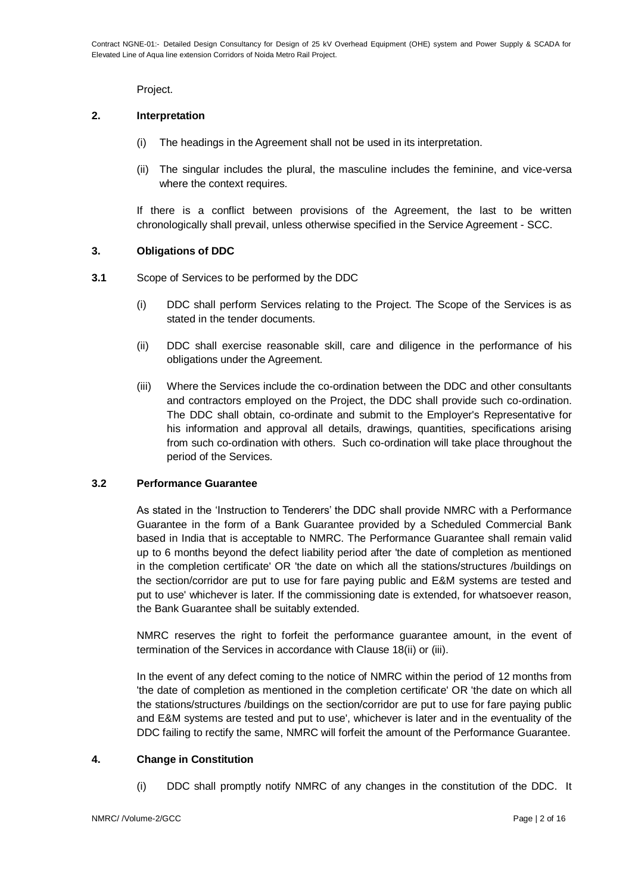Project.

## 2. Interpretation

(i) The headings in the Agreement shall not be used in its interpretation.

(ii) The singular includes the plural, the masculine includes the feminine, and vice-versa where the context requires.

If there is a conflict between provisions of the Agreement, the last to be written chronologically shall prevail, unless otherwise specified in the Service Agreement - SCC.

## 3. Obligations of DDC

**3.1** Scope of Services to be performed by the DDC

(i) DDC shall perform Services relating to the Project. The Scope of the Services is as stated in the tender documents.

(ii) DDC shall exercise reasonable skill, care and diligence in the performance of his obligations under the Agreement.

(iii) Where the Services include the co-ordination between the DDC and other consultants and contractors employed on the Project, the DDC shall provide such co-ordination. The DDC shall obtain, co-ordinate and submit to the Employer's Representative for his information and approval all details, drawings, quantities, specifications arising from such co-ordination with others. Such co-ordination will take place throughout the period of the Services.

### 3.2 Performance Guarantee

As stated in the 'Instruction to Tenderers' the DDC shall provide NMRC with a Performance Guarantee in the form of a Bank Guarantee provided by a Scheduled Commercial Bank based in India that is acceptable to NMRC. The Performance Guarantee shall remain valid up to 6 months beyond the defect liability period after 'the date of completion as mentioned in the completion certificate' OR 'the date on which all the stations/structures /buildings on the section/corridor are put to use for fare paying public and E&M systems are tested and put to use' whichever is later. If the commissioning date is extended, for whatsoever reason, the Bank Guarantee shall be suitably extended.

NMRC reserves the right to forfeit the performance guarantee amount, in the event of termination of the Services in accordance with Clause 18(ii) or (iii).

In the event of any defect coming to the notice of NMRC within the period of 12 months from 'the date of completion as mentioned in the completion certificate' OR 'the date on which all the stations/structures /buildings on the section/corridor are put to use for fare paying public and E&M systems are tested and put to use', whichever is later and in the eventuality of the DDC failing to rectify the same, NMRC will forfeit the amount of the Performance Guarantee.

## 4. Change in Constitution

(i) DDC shall promptly notify NMRC of any changes in the constitution of the DDC. It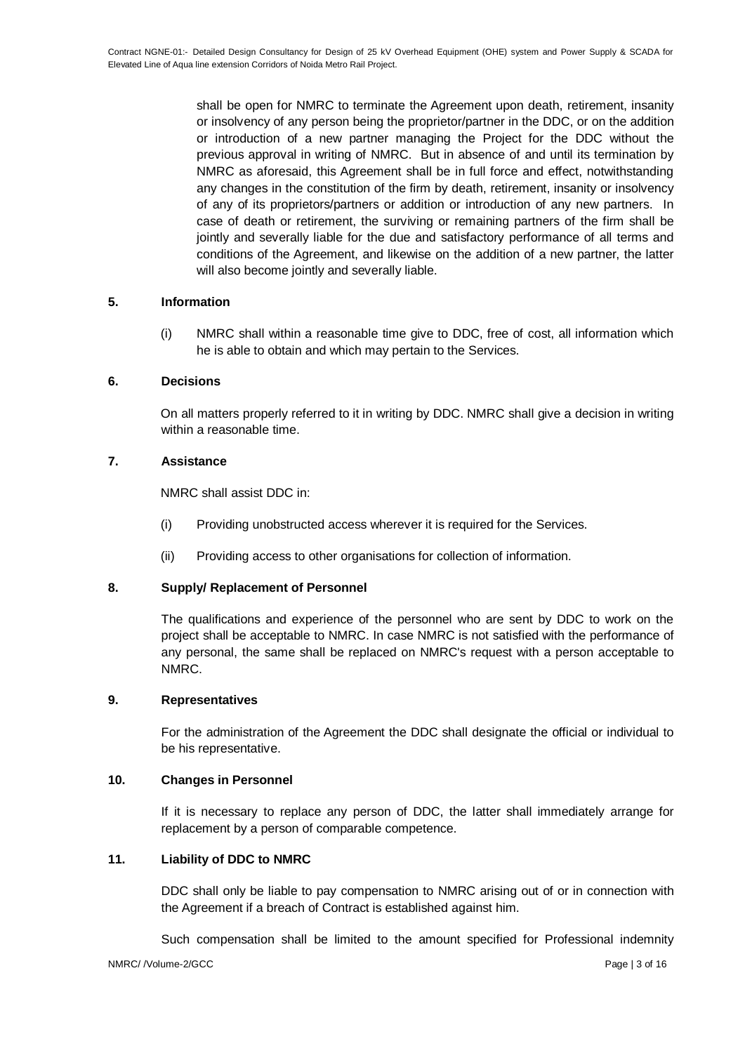shall be open for NMRC to terminate the Agreement upon death, retirement, insanity or insolvency of any person being the proprietor/partner in the DDC, or on the addition or introduction of a new partner managing the Project for the DDC without the previous approval in writing of NMRC. But in absence of and until its termination by NMRC as aforesaid, this Agreement shall be in full force and effect, notwithstanding any changes in the constitution of the firm by death, retirement, insanity or insolvency of any of its proprietors/partners or addition or introduction of any new partners. In case of death or retirement, the surviving or remaining partners of the firm shall be jointly and severally liable for the due and satisfactory performance of all terms and conditions of the Agreement, and likewise on the addition of a new partner, the latter will also become jointly and severally liable.

## 5. Information

(i) NMRC shall within a reasonable time give to DDC, free of cost, all information which he is able to obtain and which may pertain to the Services.

## 6. Decisions

On all matters properly referred to it in writing by DDC. NMRC shall give a decision in writing within a reasonable time.

## 7. Assistance

NMRC shall assist DDC in:

(i) Providing unobstructed access wherever it is required for the Services.

(ii) Providing access to other organisations for collection of information.

## 8. Supply/ Replacement of Personnel

The qualifications and experience of the personnel who are sent by DDC to work on the project shall be acceptable to NMRC. In case NMRC is not satisfied with the performance of any personal, the same shall be replaced on NMRC's request with a person acceptable to NMRC.

## 9. Representatives

For the administration of the Agreement the DDC shall designate the official or individual to be his representative.

## 10. Changes in Personnel

If it is necessary to replace any person of DDC, the latter shall immediately arrange for replacement by a person of comparable competence.

## 11. Liability of DDC to NMRC

DDC shall only be liable to pay compensation to NMRC arising out of or in connection with the Agreement if a breach of Contract is established against him.

Such compensation shall be limited to the amount specified for Professional indemnity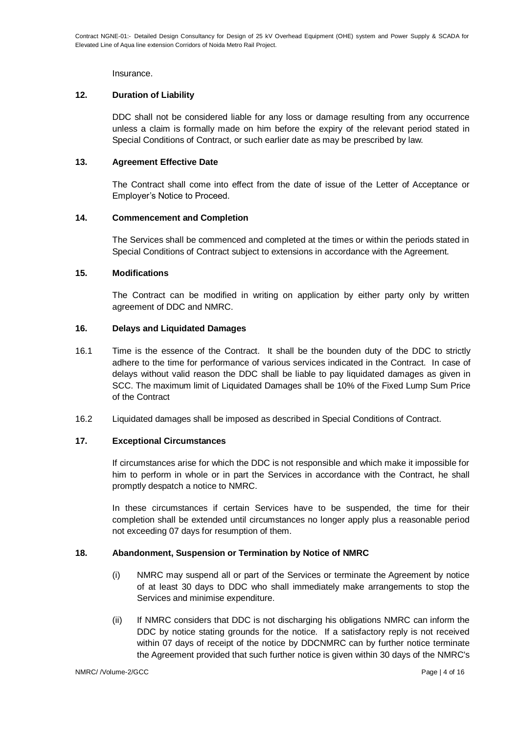Insurance.

### 12. Duration of Liability

DDC shall not be considered liable for any loss or damage resulting from any occurrence unless a claim is formally made on him before the expiry of the relevant period stated in Special Conditions of Contract, or such earlier date as may be prescribed by law.

### 13. Agreement Effective Date

The Contract shall come into effect from the date of issue of the Letter of Acceptance or Employer's Notice to Proceed.

### 14. Commencement and Completion

The Services shall be commenced and completed at the times or within the periods stated in Special Conditions of Contract subject to extensions in accordance with the Agreement.

### 15. Modifications

The Contract can be modified in writing on application by either party only by written agreement of DDC and NMRC.

### 16. Delays and Liquidated Damages

16.1 Time is the essence of the Contract. It shall be the bounden duty of the DDC to strictly adhere to the time for performance of various services indicated in the Contract. In case of delays without valid reason the DDC shall be liable to pay liquidated damages as given in SCC. The maximum limit of Liquidated Damages shall be 10% of the Fixed Lump Sum Price of the Contract

16.2 Liquidated damages shall be imposed as described in Special Conditions of Contract.

### 17. Exceptional Circumstances

If circumstances arise for which the DDC is not responsible and which make it impossible for him to perform in whole or in part the Services in accordance with the Contract, he shall promptly despatch a notice to NMRC.

In these circumstances if certain Services have to be suspended, the time for their completion shall be extended until circumstances no longer apply plus a reasonable period not exceeding 07 days for resumption of them.

### 18. Abandonment, Suspension or Termination by Notice of NMRC

(i) NMRC may suspend all or part of the Services or terminate the Agreement by notice of at least 30 days to DDC who shall immediately make arrangements to stop the Services and minimise expenditure.

(ii) If NMRC considers that DDC is not discharging his obligations NMRC can inform the DDC by notice stating grounds for the notice. If a satisfactory reply is not received within 07 days of receipt of the notice by DDCNMRC can by further notice terminate the Agreement provided that such further notice is given within 30 days of the NMRC's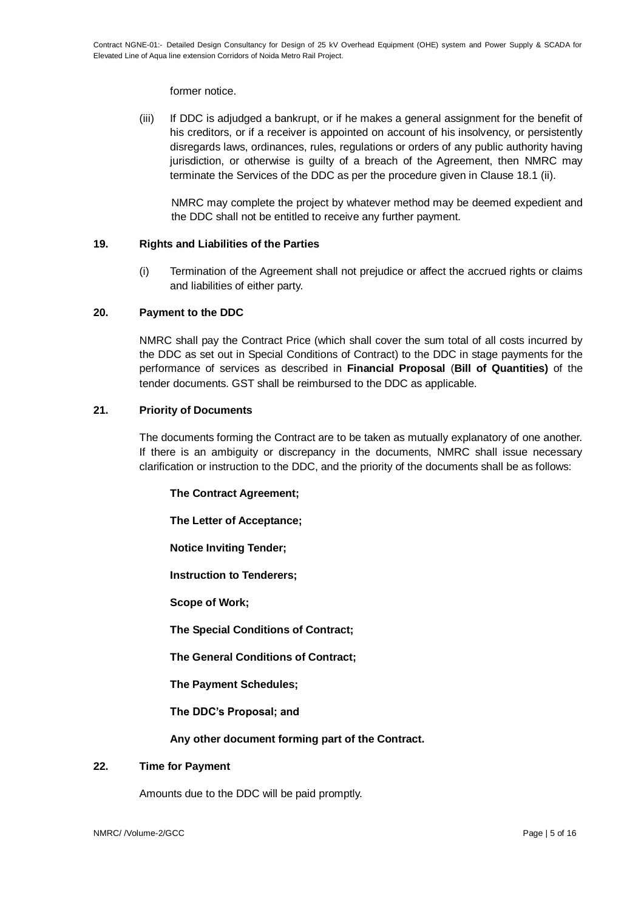former notice.

(iii) If DDC is adjudged a bankrupt, or if he makes a general assignment for the benefit of his creditors, or if a receiver is appointed on account of his insolvency, or persistently disregards laws, ordinances, rules, regulations or orders of any public authority having jurisdiction, or otherwise is guilty of a breach of the Agreement, then NMRC may terminate the Services of the DDC as per the procedure given in Clause 18.1 (ii).

NMRC may complete the project by whatever method may be deemed expedient and the DDC shall not be entitled to receive any further payment.

## 19. Rights and Liabilities of the Parties

(i) Termination of the Agreement shall not prejudice or affect the accrued rights or claims and liabilities of either party.

## 20. Payment to the DDC

NMRC shall pay the Contract Price (which shall cover the sum total of all costs incurred by the DDC as set out in Special Conditions of Contract) to the DDC in stage payments for the performance of services as described in **Financial Proposal** (**Bill of Quantities)** of the tender documents. GST shall be reimbursed to the DDC as applicable.

## 21. Priority of Documents

The documents forming the Contract are to be taken as mutually explanatory of one another. If there is an ambiguity or discrepancy in the documents, NMRC shall issue necessary clarification or instruction to the DDC, and the priority of the documents shall be as follows:

**The Contract Agreement;**

**The Letter of Acceptance;**

**Notice Inviting Tender;**

**Instruction to Tenderers;**

**Scope of Work;**

**The Special Conditions of Contract;**

**The General Conditions of Contract;**

**The Payment Schedules;**

**The DDC's Proposal; and**

**Any other document forming part of the Contract.**

## 22. Time for Payment

Amounts due to the DDC will be paid promptly.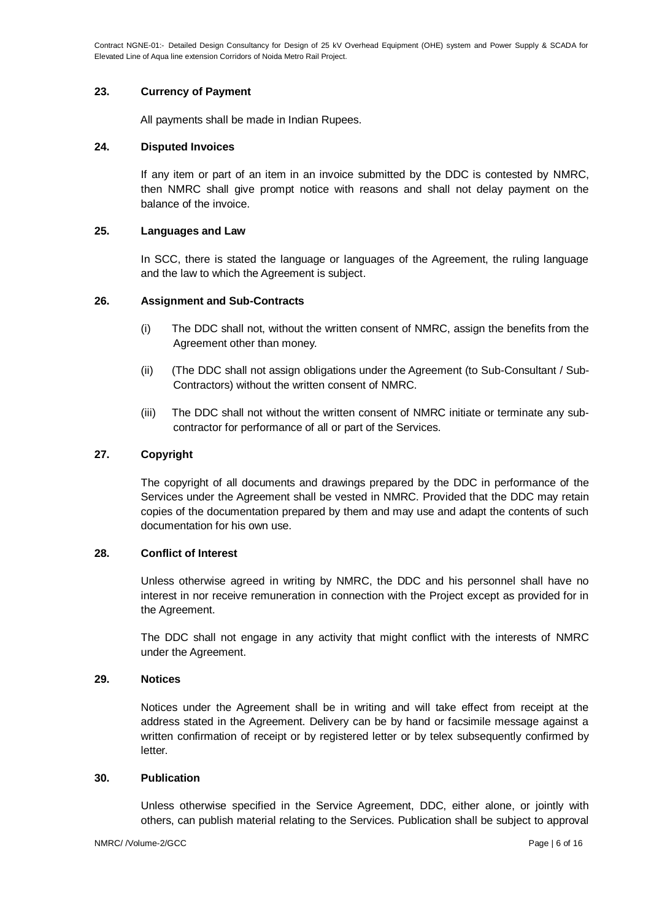## 23. Currency of Payment

All payments shall be made in Indian Rupees.

## 24. Disputed Invoices

If any item or part of an item in an invoice submitted by the DDC is contested by NMRC, then NMRC shall give prompt notice with reasons and shall not delay payment on the balance of the invoice.

## 25. Languages and Law

In SCC, there is stated the language or languages of the Agreement, the ruling language and the law to which the Agreement is subject.

## 26. Assignment and Sub-Contracts

(i) The DDC shall not, without the written consent of NMRC, assign the benefits from the Agreement other than money.

(ii) (The DDC shall not assign obligations under the Agreement (to Sub-Consultant / Sub-Contractors) without the written consent of NMRC.

(iii) The DDC shall not without the written consent of NMRC initiate or terminate any sub-contractor for performance of all or part of the Services.

## 27. Copyright

The copyright of all documents and drawings prepared by the DDC in performance of the Services under the Agreement shall be vested in NMRC. Provided that the DDC may retain copies of the documentation prepared by them and may use and adapt the contents of such documentation for his own use.

## 28. Conflict of Interest

Unless otherwise agreed in writing by NMRC, the DDC and his personnel shall have no interest in nor receive remuneration in connection with the Project except as provided for in the Agreement.

The DDC shall not engage in any activity that might conflict with the interests of NMRC under the Agreement.

## 29. Notices

Notices under the Agreement shall be in writing and will take effect from receipt at the address stated in the Agreement. Delivery can be by hand or facsimile message against a written confirmation of receipt or by registered letter or by telex subsequently confirmed by letter.

## 30. Publication

Unless otherwise specified in the Service Agreement, DDC, either alone, or jointly with others, can publish material relating to the Services. Publication shall be subject to approval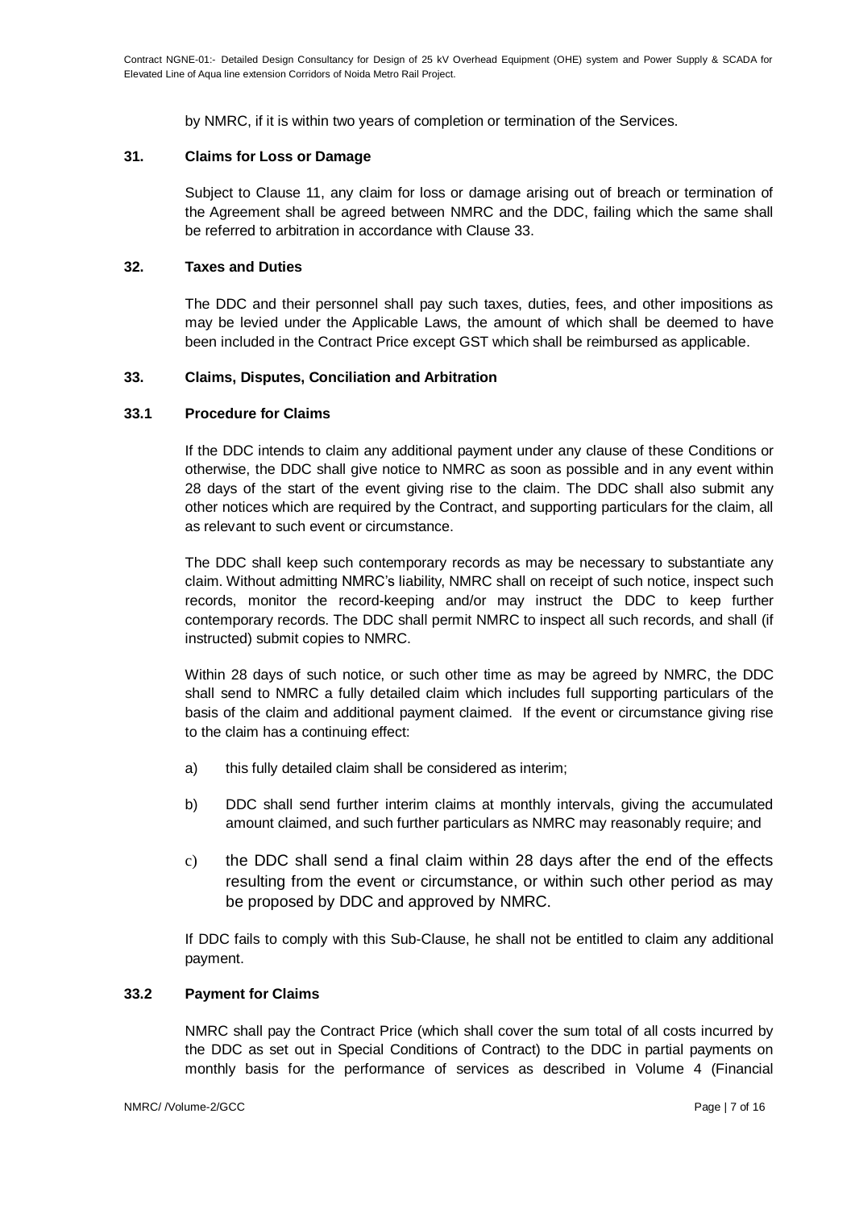by NMRC, if it is within two years of completion or termination of the Services.

### 31. Claims for Loss or Damage

Subject to Clause 11, any claim for loss or damage arising out of breach or termination of the Agreement shall be agreed between NMRC and the DDC, failing which the same shall be referred to arbitration in accordance with Clause 33.

### 32. Taxes and Duties

The DDC and their personnel shall pay such taxes, duties, fees, and other impositions as may be levied under the Applicable Laws, the amount of which shall be deemed to have been included in the Contract Price except GST which shall be reimbursed as applicable.

### 33. Claims, Disputes, Conciliation and Arbitration

#### 33.1 Procedure for Claims

If the DDC intends to claim any additional payment under any clause of these Conditions or otherwise, the DDC shall give notice to NMRC as soon as possible and in any event within 28 days of the start of the event giving rise to the claim. The DDC shall also submit any other notices which are required by the Contract, and supporting particulars for the claim, all as relevant to such event or circumstance.

The DDC shall keep such contemporary records as may be necessary to substantiate any claim. Without admitting NMRC's liability, NMRC shall on receipt of such notice, inspect such records, monitor the record-keeping and/or may instruct the DDC to keep further contemporary records. The DDC shall permit NMRC to inspect all such records, and shall (if instructed) submit copies to NMRC.

Within 28 days of such notice, or such other time as may be agreed by NMRC, the DDC shall send to NMRC a fully detailed claim which includes full supporting particulars of the basis of the claim and additional payment claimed. If the event or circumstance giving rise to the claim has a continuing effect:

a) this fully detailed claim shall be considered as interim;

b) DDC shall send further interim claims at monthly intervals, giving the accumulated amount claimed, and such further particulars as NMRC may reasonably require; and

c) the DDC shall send a final claim within 28 days after the end of the effects resulting from the event or circumstance, or within such other period as may be proposed by DDC and approved by NMRC.

If DDC fails to comply with this Sub-Clause, he shall not be entitled to claim any additional payment.

#### 33.2 Payment for Claims

NMRC shall pay the Contract Price (which shall cover the sum total of all costs incurred by the DDC as set out in Special Conditions of Contract) to the DDC in partial payments on monthly basis for the performance of services as described in Volume 4 (Financial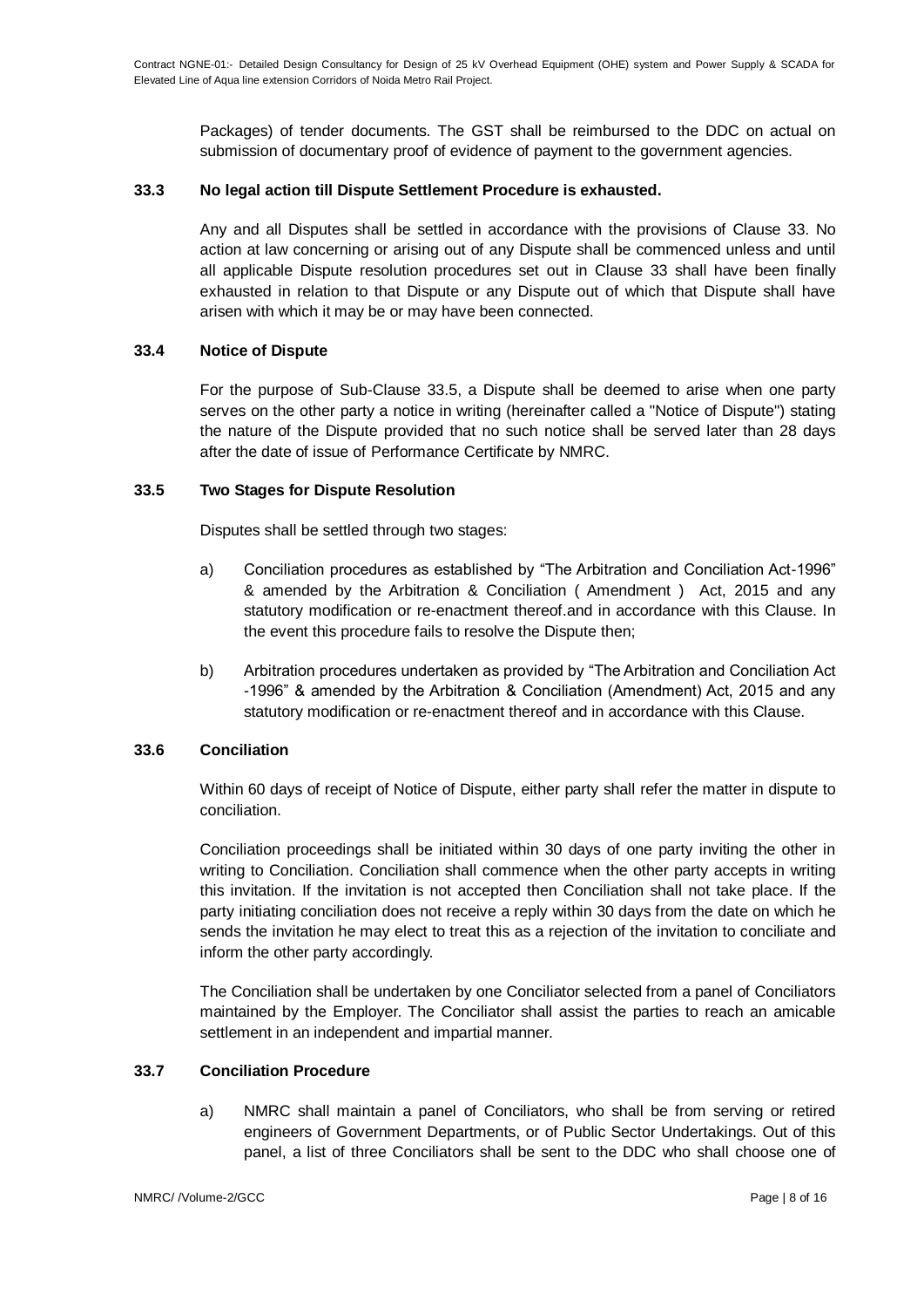Packages) of tender documents. The GST shall be reimbursed to the DDC on actual on submission of documentary proof of evidence of payment to the government agencies.

### 33.3 No legal action till Dispute Settlement Procedure is exhausted.

Any and all Disputes shall be settled in accordance with the provisions of Clause 33. No action at law concerning or arising out of any Dispute shall be commenced unless and until all applicable Dispute resolution procedures set out in Clause 33 shall have been finally exhausted in relation to that Dispute or any Dispute out of which that Dispute shall have arisen with which it may be or may have been connected.

### 33.4 Notice of Dispute

For the purpose of Sub-Clause 33.5, a Dispute shall be deemed to arise when one party serves on the other party a notice in writing (hereinafter called a "Notice of Dispute") stating the nature of the Dispute provided that no such notice shall be served later than 28 days after the date of issue of Performance Certificate by NMRC.

### 33.5 Two Stages for Dispute Resolution

Disputes shall be settled through two stages:

a) Conciliation procedures as established by "The Arbitration and Conciliation Act-1996" & amended by the Arbitration & Conciliation ( Amendment ) Act, 2015 and any statutory modification or re-enactment thereof.and in accordance with this Clause. In the event this procedure fails to resolve the Dispute then;

b) Arbitration procedures undertaken as provided by "The Arbitration and Conciliation Act -1996" & amended by the Arbitration & Conciliation (Amendment) Act, 2015 and any statutory modification or re-enactment thereof and in accordance with this Clause.

### 33.6 Conciliation

Within 60 days of receipt of Notice of Dispute, either party shall refer the matter in dispute to conciliation.

Conciliation proceedings shall be initiated within 30 days of one party inviting the other in writing to Conciliation. Conciliation shall commence when the other party accepts in writing this invitation. If the invitation is not accepted then Conciliation shall not take place. If the party initiating conciliation does not receive a reply within 30 days from the date on which he sends the invitation he may elect to treat this as a rejection of the invitation to conciliate and inform the other party accordingly.

The Conciliation shall be undertaken by one Conciliator selected from a panel of Conciliators maintained by the Employer. The Conciliator shall assist the parties to reach an amicable settlement in an independent and impartial manner.

### 33.7 Conciliation Procedure

a) NMRC shall maintain a panel of Conciliators, who shall be from serving or retired engineers of Government Departments, or of Public Sector Undertakings. Out of this panel, a list of three Conciliators shall be sent to the DDC who shall choose one of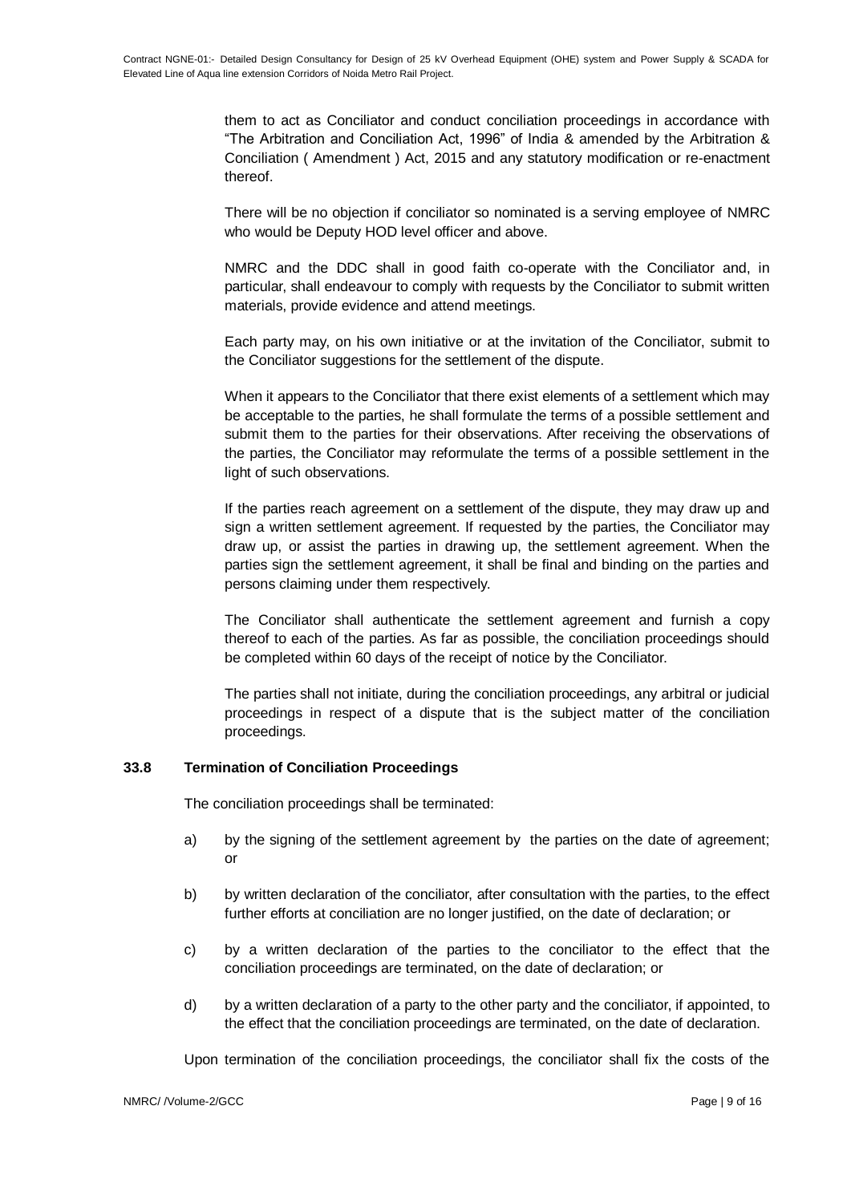them to act as Conciliator and conduct conciliation proceedings in accordance with "The Arbitration and Conciliation Act, 1996" of India & amended by the Arbitration & Conciliation ( Amendment ) Act, 2015 and any statutory modification or re-enactment thereof.

There will be no objection if conciliator so nominated is a serving employee of NMRC who would be Deputy HOD level officer and above.

NMRC and the DDC shall in good faith co-operate with the Conciliator and, in particular, shall endeavour to comply with requests by the Conciliator to submit written materials, provide evidence and attend meetings.

Each party may, on his own initiative or at the invitation of the Conciliator, submit to the Conciliator suggestions for the settlement of the dispute.

When it appears to the Conciliator that there exist elements of a settlement which may be acceptable to the parties, he shall formulate the terms of a possible settlement and submit them to the parties for their observations. After receiving the observations of the parties, the Conciliator may reformulate the terms of a possible settlement in the light of such observations.

If the parties reach agreement on a settlement of the dispute, they may draw up and sign a written settlement agreement. If requested by the parties, the Conciliator may draw up, or assist the parties in drawing up, the settlement agreement. When the parties sign the settlement agreement, it shall be final and binding on the parties and persons claiming under them respectively.

The Conciliator shall authenticate the settlement agreement and furnish a copy thereof to each of the parties. As far as possible, the conciliation proceedings should be completed within 60 days of the receipt of notice by the Conciliator.

The parties shall not initiate, during the conciliation proceedings, any arbitral or judicial proceedings in respect of a dispute that is the subject matter of the conciliation proceedings.

**33.8 Termination of Conciliation Proceedings**

The conciliation proceedings shall be terminated:

a) by the signing of the settlement agreement by the parties on the date of agreement; or

b) by written declaration of the conciliator, after consultation with the parties, to the effect further efforts at conciliation are no longer justified, on the date of declaration; or

c) by a written declaration of the parties to the conciliator to the effect that the conciliation proceedings are terminated, on the date of declaration; or

d) by a written declaration of a party to the other party and the conciliator, if appointed, to the effect that the conciliation proceedings are terminated, on the date of declaration.

Upon termination of the conciliation proceedings, the conciliator shall fix the costs of the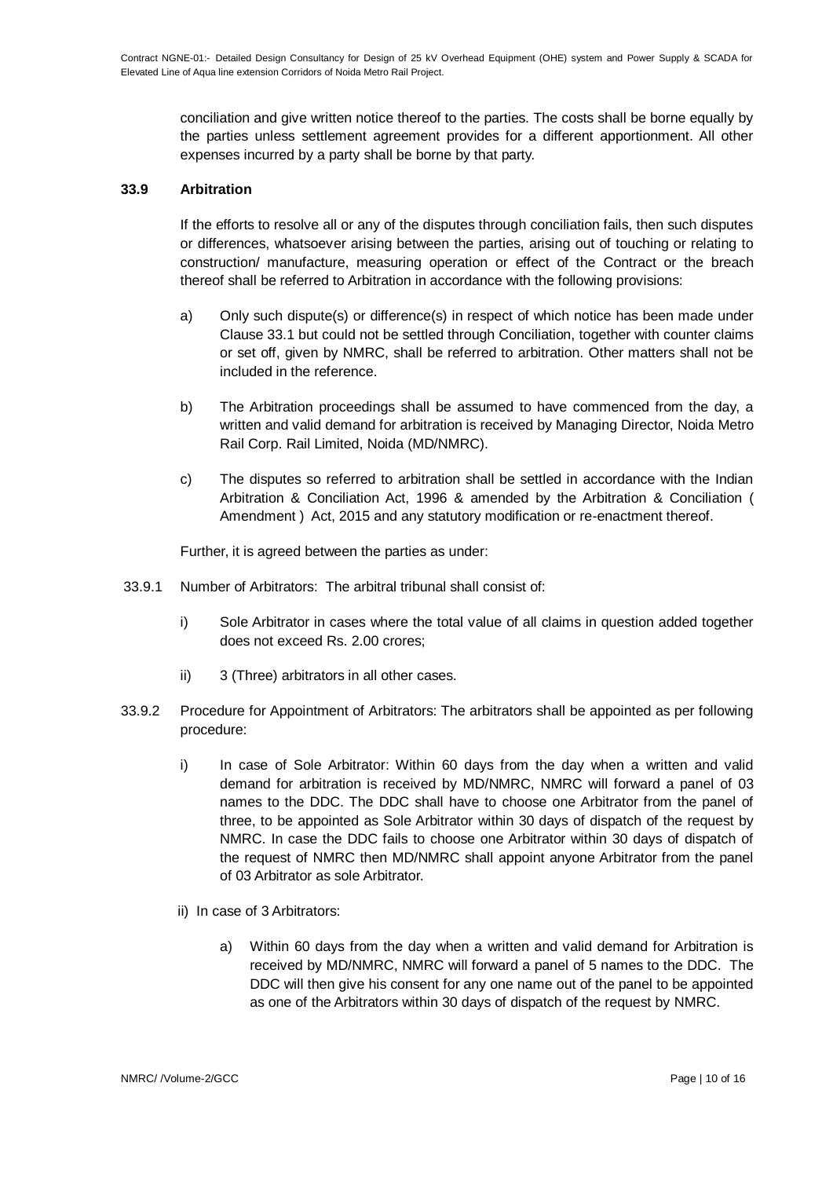conciliation and give written notice thereof to the parties. The costs shall be borne equally by the parties unless settlement agreement provides for a different apportionment. All other expenses incurred by a party shall be borne by that party.

**33.9 Arbitration**

If the efforts to resolve all or any of the disputes through conciliation fails, then such disputes or differences, whatsoever arising between the parties, arising out of touching or relating to construction/ manufacture, measuring operation or effect of the Contract or the breach thereof shall be referred to Arbitration in accordance with the following provisions:

a) Only such dispute(s) or difference(s) in respect of which notice has been made under Clause 33.1 but could not be settled through Conciliation, together with counter claims or set off, given by NMRC, shall be referred to arbitration. Other matters shall not be included in the reference.

b) The Arbitration proceedings shall be assumed to have commenced from the day, a written and valid demand for arbitration is received by Managing Director, Noida Metro Rail Corp. Rail Limited, Noida (MD/NMRC).

c) The disputes so referred to arbitration shall be settled in accordance with the Indian Arbitration & Conciliation Act, 1996 & amended by the Arbitration & Conciliation ( Amendment ) Act, 2015 and any statutory modification or re-enactment thereof.

Further, it is agreed between the parties as under:

33.9.1 Number of Arbitrators: The arbitral tribunal shall consist of:

i) Sole Arbitrator in cases where the total value of all claims in question added together does not exceed Rs. 2.00 crores;

ii) 3 (Three) arbitrators in all other cases.

33.9.2 Procedure for Appointment of Arbitrators: The arbitrators shall be appointed as per following procedure:

i) In case of Sole Arbitrator: Within 60 days from the day when a written and valid demand for arbitration is received by MD/NMRC, NMRC will forward a panel of 03 names to the DDC. The DDC shall have to choose one Arbitrator from the panel of three, to be appointed as Sole Arbitrator within 30 days of dispatch of the request by NMRC. In case the DDC fails to choose one Arbitrator within 30 days of dispatch of the request of NMRC then MD/NMRC shall appoint anyone Arbitrator from the panel of 03 Arbitrator as sole Arbitrator.

ii) In case of 3 Arbitrators:

a) Within 60 days from the day when a written and valid demand for Arbitration is received by MD/NMRC, NMRC will forward a panel of 5 names to the DDC. The DDC will then give his consent for any one name out of the panel to be appointed as one of the Arbitrators within 30 days of dispatch of the request by NMRC.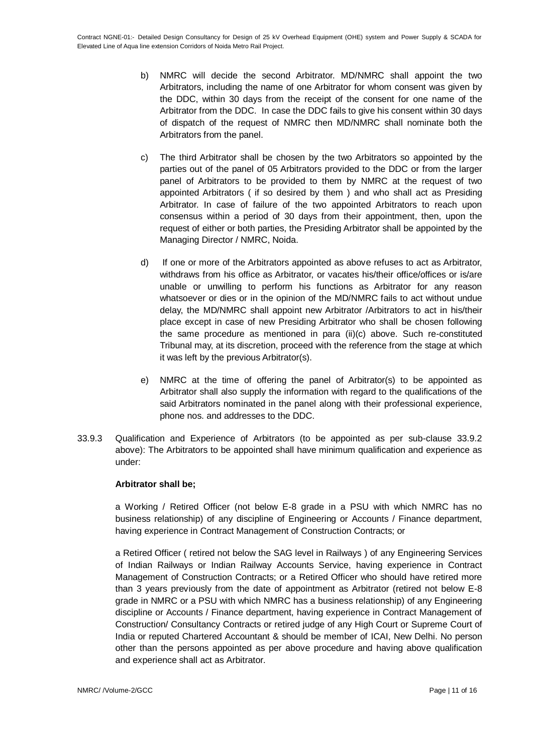b) NMRC will decide the second Arbitrator. MD/NMRC shall appoint the two Arbitrators, including the name of one Arbitrator for whom consent was given by the DDC, within 30 days from the receipt of the consent for one name of the Arbitrator from the DDC. In case the DDC fails to give his consent within 30 days of dispatch of the request of NMRC then MD/NMRC shall nominate both the Arbitrators from the panel.

c) The third Arbitrator shall be chosen by the two Arbitrators so appointed by the parties out of the panel of 05 Arbitrators provided to the DDC or from the larger panel of Arbitrators to be provided to them by NMRC at the request of two appointed Arbitrators ( if so desired by them ) and who shall act as Presiding Arbitrator. In case of failure of the two appointed Arbitrators to reach upon consensus within a period of 30 days from their appointment, then, upon the request of either or both parties, the Presiding Arbitrator shall be appointed by the Managing Director / NMRC, Noida.

d) If one or more of the Arbitrators appointed as above refuses to act as Arbitrator, withdraws from his office as Arbitrator, or vacates his/their office/offices or is/are unable or unwilling to perform his functions as Arbitrator for any reason whatsoever or dies or in the opinion of the MD/NMRC fails to act without undue delay, the MD/NMRC shall appoint new Arbitrator /Arbitrators to act in his/their place except in case of new Presiding Arbitrator who shall be chosen following the same procedure as mentioned in para (ii)(c) above. Such re-constituted Tribunal may, at its discretion, proceed with the reference from the stage at which it was left by the previous Arbitrator(s).

e) NMRC at the time of offering the panel of Arbitrator(s) to be appointed as Arbitrator shall also supply the information with regard to the qualifications of the said Arbitrators nominated in the panel along with their professional experience, phone nos. and addresses to the DDC.

33.9.3 Qualification and Experience of Arbitrators (to be appointed as per sub-clause 33.9.2 above): The Arbitrators to be appointed shall have minimum qualification and experience as under:

**Arbitrator shall be;**

a Working / Retired Officer (not below E-8 grade in a PSU with which NMRC has no business relationship) of any discipline of Engineering or Accounts / Finance department, having experience in Contract Management of Construction Contracts; or

a Retired Officer ( retired not below the SAG level in Railways ) of any Engineering Services of Indian Railways or Indian Railway Accounts Service, having experience in Contract Management of Construction Contracts; or a Retired Officer who should have retired more than 3 years previously from the date of appointment as Arbitrator (retired not below E-8 grade in NMRC or a PSU with which NMRC has a business relationship) of any Engineering discipline or Accounts / Finance department, having experience in Contract Management of Construction/ Consultancy Contracts or retired judge of any High Court or Supreme Court of India or reputed Chartered Accountant & should be member of ICAI, New Delhi. No person other than the persons appointed as per above procedure and having above qualification and experience shall act as Arbitrator.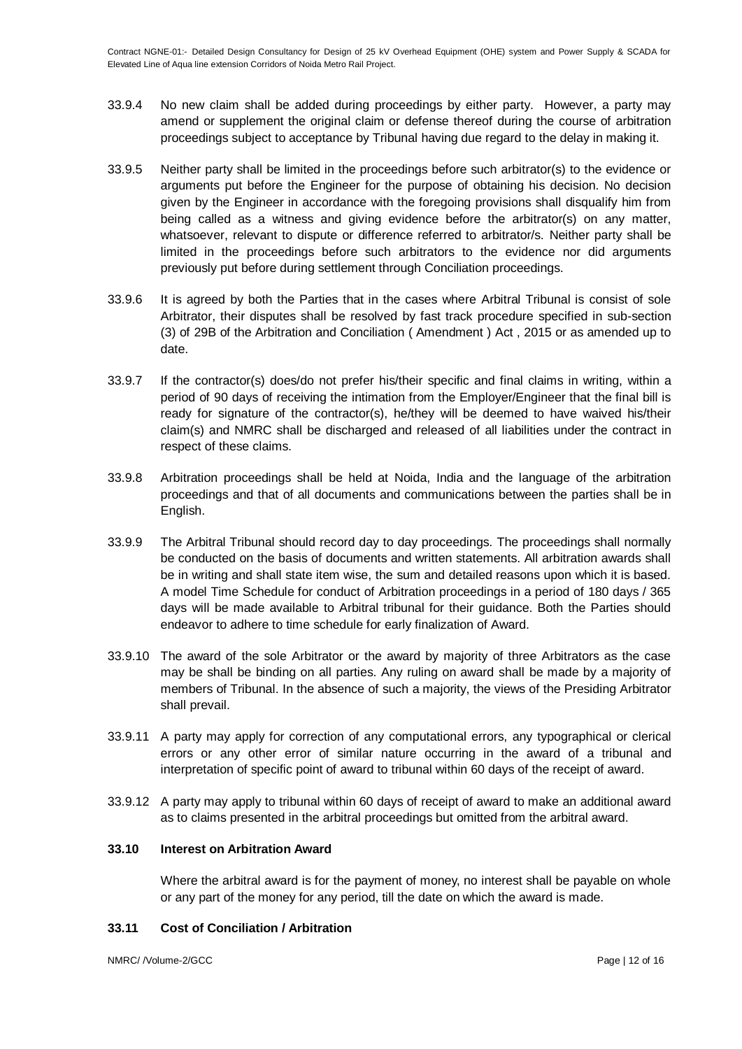33.9.4 No new claim shall be added during proceedings by either party. However, a party may amend or supplement the original claim or defense thereof during the course of arbitration proceedings subject to acceptance by Tribunal having due regard to the delay in making it.

33.9.5 Neither party shall be limited in the proceedings before such arbitrator(s) to the evidence or arguments put before the Engineer for the purpose of obtaining his decision. No decision given by the Engineer in accordance with the foregoing provisions shall disqualify him from being called as a witness and giving evidence before the arbitrator(s) on any matter, whatsoever, relevant to dispute or difference referred to arbitrator/s. Neither party shall be limited in the proceedings before such arbitrators to the evidence nor did arguments previously put before during settlement through Conciliation proceedings.

33.9.6 It is agreed by both the Parties that in the cases where Arbitral Tribunal is consist of sole Arbitrator, their disputes shall be resolved by fast track procedure specified in sub-section (3) of 29B of the Arbitration and Conciliation ( Amendment ) Act , 2015 or as amended up to date.

33.9.7 If the contractor(s) does/do not prefer his/their specific and final claims in writing, within a period of 90 days of receiving the intimation from the Employer/Engineer that the final bill is ready for signature of the contractor(s), he/they will be deemed to have waived his/their claim(s) and NMRC shall be discharged and released of all liabilities under the contract in respect of these claims.

33.9.8 Arbitration proceedings shall be held at Noida, India and the language of the arbitration proceedings and that of all documents and communications between the parties shall be in English.

33.9.9 The Arbitral Tribunal should record day to day proceedings. The proceedings shall normally be conducted on the basis of documents and written statements. All arbitration awards shall be in writing and shall state item wise, the sum and detailed reasons upon which it is based. A model Time Schedule for conduct of Arbitration proceedings in a period of 180 days / 365 days will be made available to Arbitral tribunal for their guidance. Both the Parties should endeavor to adhere to time schedule for early finalization of Award.

33.9.10 The award of the sole Arbitrator or the award by majority of three Arbitrators as the case may be shall be binding on all parties. Any ruling on award shall be made by a majority of members of Tribunal. In the absence of such a majority, the views of the Presiding Arbitrator shall prevail.

33.9.11 A party may apply for correction of any computational errors, any typographical or clerical errors or any other error of similar nature occurring in the award of a tribunal and interpretation of specific point of award to tribunal within 60 days of the receipt of award.

33.9.12 A party may apply to tribunal within 60 days of receipt of award to make an additional award as to claims presented in the arbitral proceedings but omitted from the arbitral award.

### 33.10 Interest on Arbitration Award

Where the arbitral award is for the payment of money, no interest shall be payable on whole or any part of the money for any period, till the date on which the award is made.

### 33.11 Cost of Conciliation / Arbitration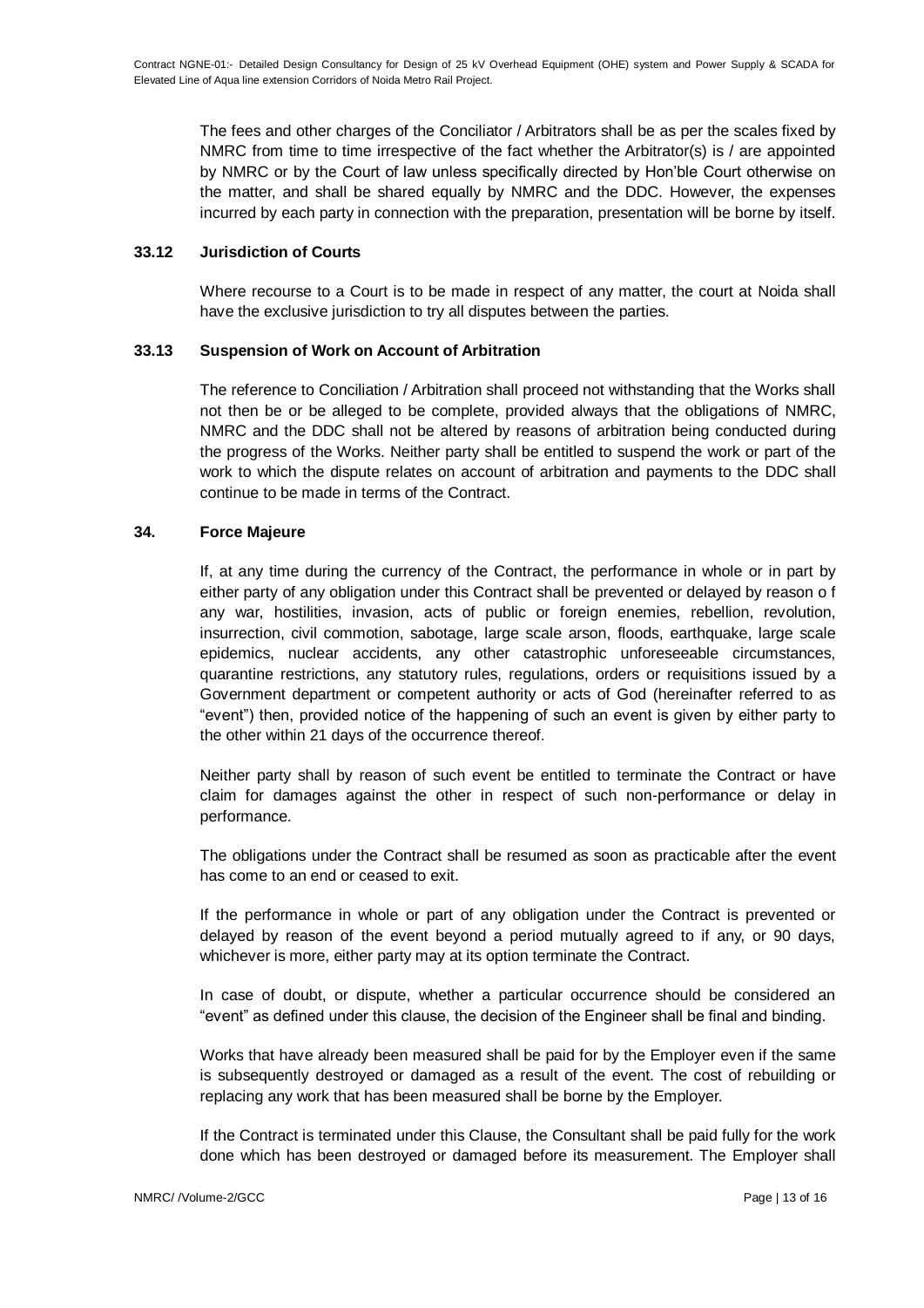The fees and other charges of the Conciliator / Arbitrators shall be as per the scales fixed by NMRC from time to time irrespective of the fact whether the Arbitrator(s) is / are appointed by NMRC or by the Court of law unless specifically directed by Hon'ble Court otherwise on the matter, and shall be shared equally by NMRC and the DDC. However, the expenses incurred by each party in connection with the preparation, presentation will be borne by itself.

### 33.12 Jurisdiction of Courts

Where recourse to a Court is to be made in respect of any matter, the court at Noida shall have the exclusive jurisdiction to try all disputes between the parties.

### 33.13 Suspension of Work on Account of Arbitration

The reference to Conciliation / Arbitration shall proceed not withstanding that the Works shall not then be or be alleged to be complete, provided always that the obligations of NMRC, NMRC and the DDC shall not be altered by reasons of arbitration being conducted during the progress of the Works. Neither party shall be entitled to suspend the work or part of the work to which the dispute relates on account of arbitration and payments to the DDC shall continue to be made in terms of the Contract.

## 34. Force Majeure

If, at any time during the currency of the Contract, the performance in whole or in part by either party of any obligation under this Contract shall be prevented or delayed by reason o f any war, hostilities, invasion, acts of public or foreign enemies, rebellion, revolution, insurrection, civil commotion, sabotage, large scale arson, floods, earthquake, large scale epidemics, nuclear accidents, any other catastrophic unforeseeable circumstances, quarantine restrictions, any statutory rules, regulations, orders or requisitions issued by a Government department or competent authority or acts of God (hereinafter referred to as "event") then, provided notice of the happening of such an event is given by either party to the other within 21 days of the occurrence thereof.

Neither party shall by reason of such event be entitled to terminate the Contract or have claim for damages against the other in respect of such non-performance or delay in performance.

The obligations under the Contract shall be resumed as soon as practicable after the event has come to an end or ceased to exit.

If the performance in whole or part of any obligation under the Contract is prevented or delayed by reason of the event beyond a period mutually agreed to if any, or 90 days, whichever is more, either party may at its option terminate the Contract.

In case of doubt, or dispute, whether a particular occurrence should be considered an "event" as defined under this clause, the decision of the Engineer shall be final and binding.

Works that have already been measured shall be paid for by the Employer even if the same is subsequently destroyed or damaged as a result of the event. The cost of rebuilding or replacing any work that has been measured shall be borne by the Employer.

If the Contract is terminated under this Clause, the Consultant shall be paid fully for the work done which has been destroyed or damaged before its measurement. The Employer shall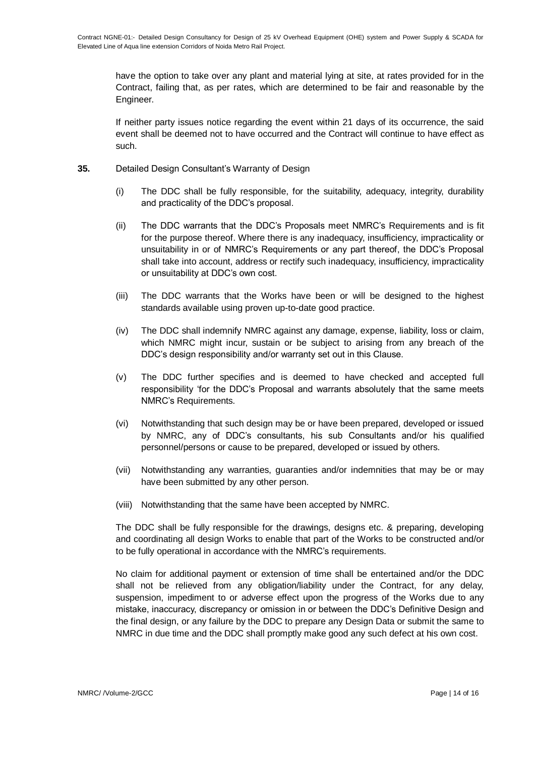have the option to take over any plant and material lying at site, at rates provided for in the Contract, failing that, as per rates, which are determined to be fair and reasonable by the Engineer.

If neither party issues notice regarding the event within 21 days of its occurrence, the said event shall be deemed not to have occurred and the Contract will continue to have effect as such.

**35.** Detailed Design Consultant's Warranty of Design

(i) The DDC shall be fully responsible, for the suitability, adequacy, integrity, durability and practicality of the DDC's proposal.

(ii) The DDC warrants that the DDC's Proposals meet NMRC's Requirements and is fit for the purpose thereof. Where there is any inadequacy, insufficiency, impracticality or unsuitability in or of NMRC's Requirements or any part thereof, the DDC's Proposal shall take into account, address or rectify such inadequacy, insufficiency, impracticality or unsuitability at DDC's own cost.

(iii) The DDC warrants that the Works have been or will be designed to the highest standards available using proven up-to-date good practice.

(iv) The DDC shall indemnify NMRC against any damage, expense, liability, loss or claim, which NMRC might incur, sustain or be subject to arising from any breach of the DDC's design responsibility and/or warranty set out in this Clause.

(v) The DDC further specifies and is deemed to have checked and accepted full responsibility 'for the DDC's Proposal and warrants absolutely that the same meets NMRC's Requirements.

(vi) Notwithstanding that such design may be or have been prepared, developed or issued by NMRC, any of DDC's consultants, his sub Consultants and/or his qualified personnel/persons or cause to be prepared, developed or issued by others.

(vii) Notwithstanding any warranties, guaranties and/or indemnities that may be or may have been submitted by any other person.

(viii) Notwithstanding that the same have been accepted by NMRC.

The DDC shall be fully responsible for the drawings, designs etc. & preparing, developing and coordinating all design Works to enable that part of the Works to be constructed and/or to be fully operational in accordance with the NMRC's requirements.

No claim for additional payment or extension of time shall be entertained and/or the DDC shall not be relieved from any obligation/liability under the Contract, for any delay, suspension, impediment to or adverse effect upon the progress of the Works due to any mistake, inaccuracy, discrepancy or omission in or between the DDC's Definitive Design and the final design, or any failure by the DDC to prepare any Design Data or submit the same to NMRC in due time and the DDC shall promptly make good any such defect at his own cost.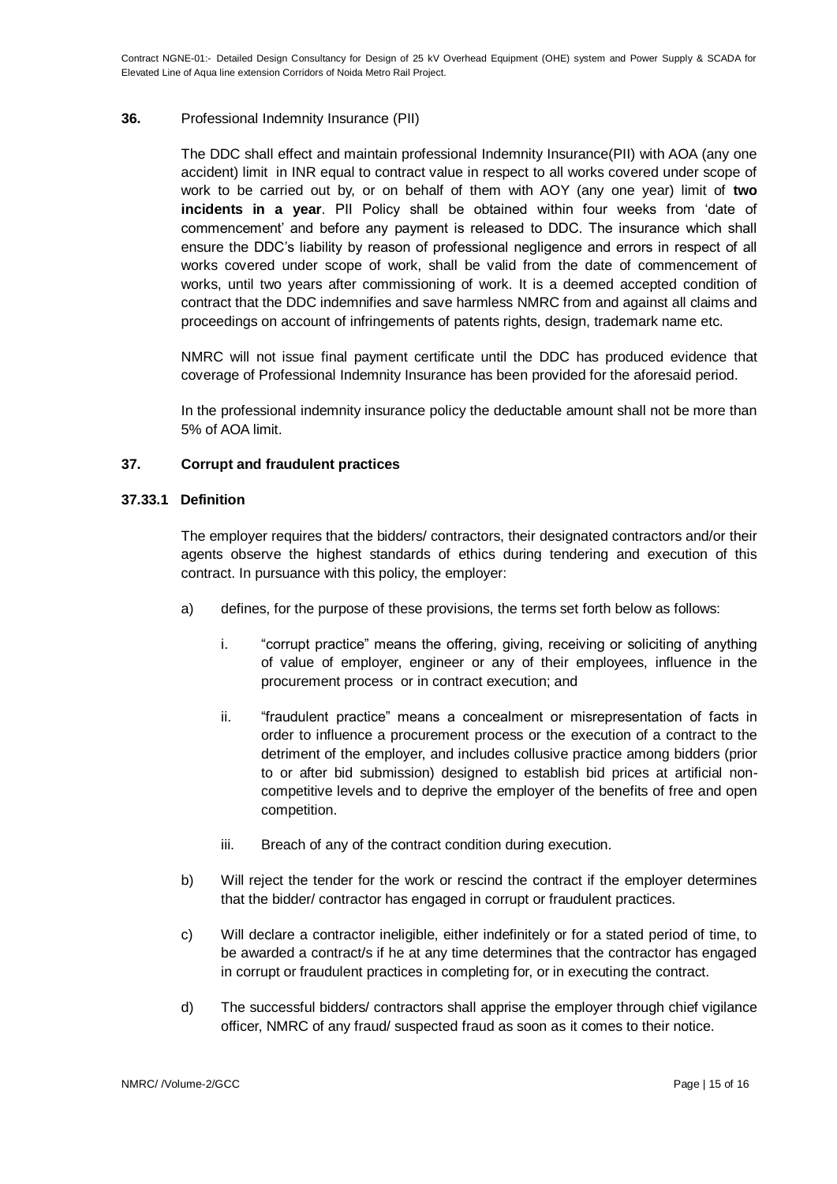**36.** Professional Indemnity Insurance (PII)

The DDC shall effect and maintain professional Indemnity Insurance(PII) with AOA (any one accident) limit in INR equal to contract value in respect to all works covered under scope of work to be carried out by, or on behalf of them with AOY (any one year) limit of **two incidents in a year**. PII Policy shall be obtained within four weeks from 'date of commencement' and before any payment is released to DDC. The insurance which shall ensure the DDC's liability by reason of professional negligence and errors in respect of all works covered under scope of work, shall be valid from the date of commencement of works, until two years after commissioning of work. It is a deemed accepted condition of contract that the DDC indemnifies and save harmless NMRC from and against all claims and proceedings on account of infringements of patents rights, design, trademark name etc.

NMRC will not issue final payment certificate until the DDC has produced evidence that coverage of Professional Indemnity Insurance has been provided for the aforesaid period.

In the professional indemnity insurance policy the deductable amount shall not be more than 5% of AOA limit.

**37. Corrupt and fraudulent practices**

**37.33.1 Definition**

The employer requires that the bidders/ contractors, their designated contractors and/or their agents observe the highest standards of ethics during tendering and execution of this contract. In pursuance with this policy, the employer:

a) defines, for the purpose of these provisions, the terms set forth below as follows:

   i. "corrupt practice" means the offering, giving, receiving or soliciting of anything of value of employer, engineer or any of their employees, influence in the procurement process or in contract execution; and

   ii. "fraudulent practice" means a concealment or misrepresentation of facts in order to influence a procurement process or the execution of a contract to the detriment of the employer, and includes collusive practice among bidders (prior to or after bid submission) designed to establish bid prices at artificial non-competitive levels and to deprive the employer of the benefits of free and open competition.

   iii. Breach of any of the contract condition during execution.

b) Will reject the tender for the work or rescind the contract if the employer determines that the bidder/ contractor has engaged in corrupt or fraudulent practices.

c) Will declare a contractor ineligible, either indefinitely or for a stated period of time, to be awarded a contract/s if he at any time determines that the contractor has engaged in corrupt or fraudulent practices in completing for, or in executing the contract.

d) The successful bidders/ contractors shall apprise the employer through chief vigilance officer, NMRC of any fraud/ suspected fraud as soon as it comes to their notice.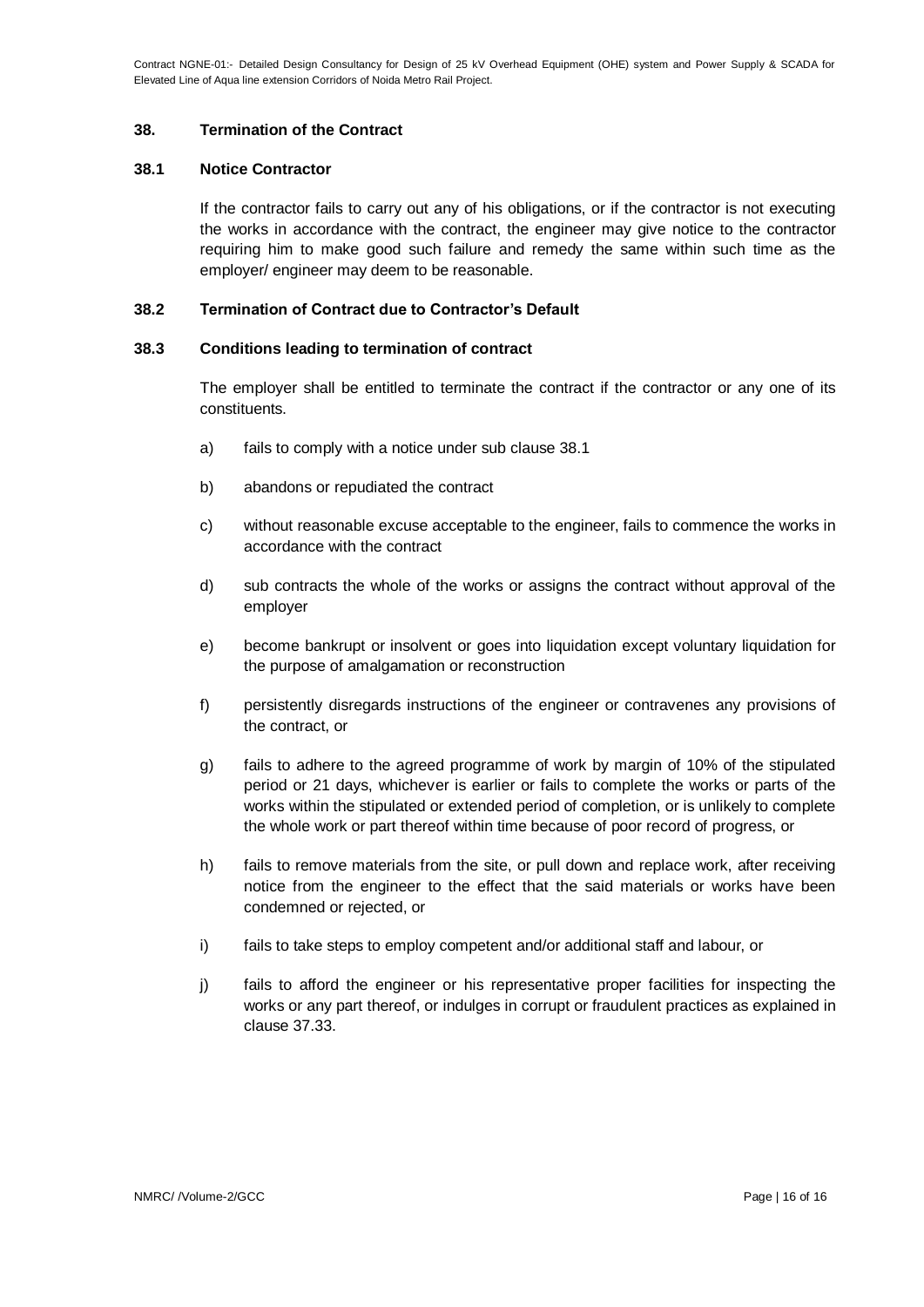## 38. Termination of the Contract

### 38.1 Notice Contractor

If the contractor fails to carry out any of his obligations, or if the contractor is not executing the works in accordance with the contract, the engineer may give notice to the contractor requiring him to make good such failure and remedy the same within such time as the employer/ engineer may deem to be reasonable.

### 38.2 Termination of Contract due to Contractor's Default

### 38.3 Conditions leading to termination of contract

The employer shall be entitled to terminate the contract if the contractor or any one of its constituents.

a) fails to comply with a notice under sub clause 38.1

b) abandons or repudiated the contract

c) without reasonable excuse acceptable to the engineer, fails to commence the works in accordance with the contract

d) sub contracts the whole of the works or assigns the contract without approval of the employer

e) become bankrupt or insolvent or goes into liquidation except voluntary liquidation for the purpose of amalgamation or reconstruction

f) persistently disregards instructions of the engineer or contravenes any provisions of the contract, or

g) fails to adhere to the agreed programme of work by margin of 10% of the stipulated period or 21 days, whichever is earlier or fails to complete the works or parts of the works within the stipulated or extended period of completion, or is unlikely to complete the whole work or part thereof within time because of poor record of progress, or

h) fails to remove materials from the site, or pull down and replace work, after receiving notice from the engineer to the effect that the said materials or works have been condemned or rejected, or

i) fails to take steps to employ competent and/or additional staff and labour, or

j) fails to afford the engineer or his representative proper facilities for inspecting the works or any part thereof, or indulges in corrupt or fraudulent practices as explained in clause 37.33.